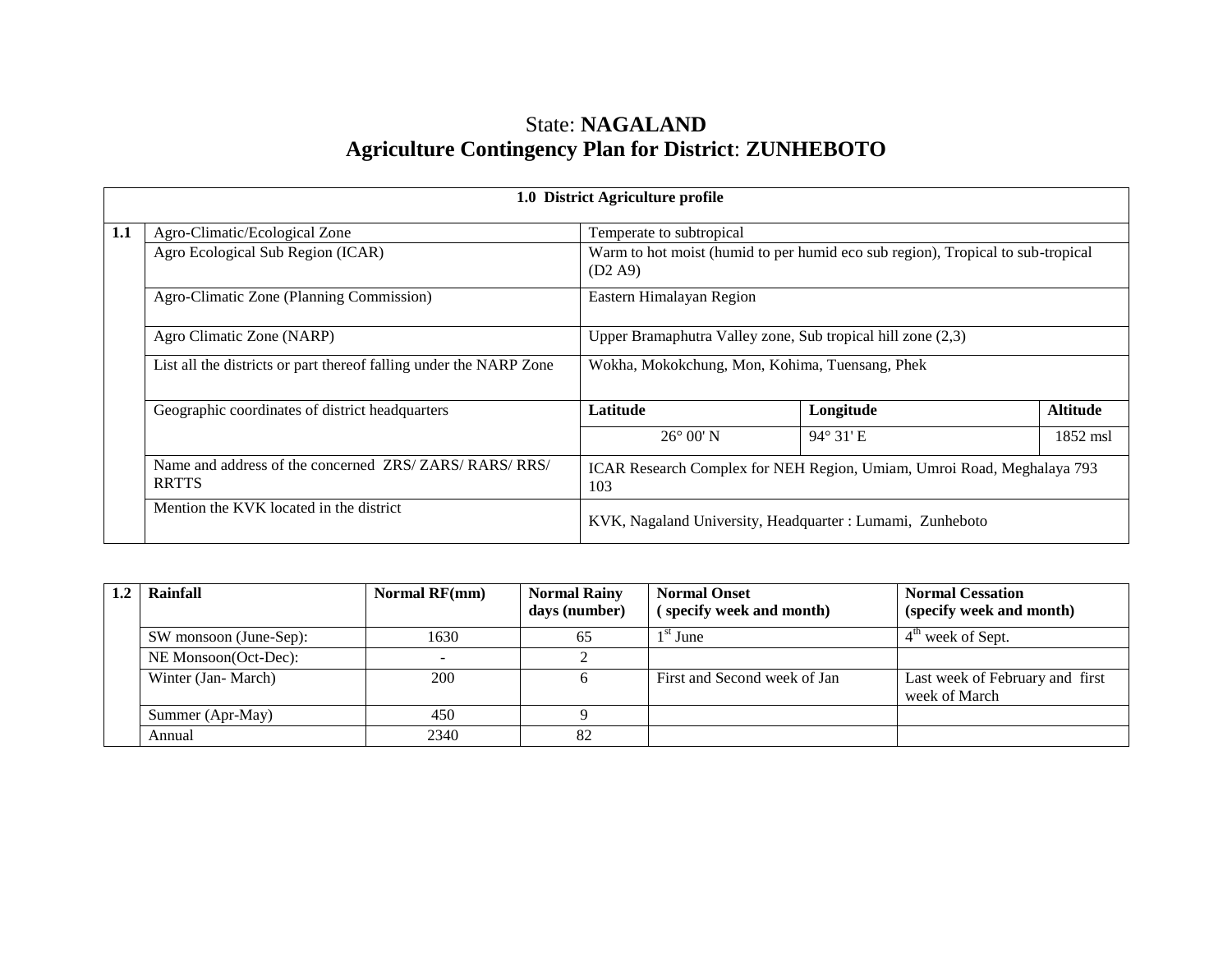# State: **NAGALAND**
## Agriculture Contingency Plan for District: ZUNHEBOTO

| **1.0 District Agriculture profile** | | | | |
|---|---|---|---|---|
| **1.1** | Agro-Climatic/Ecological Zone | Temperate to subtropical | | |
| | Agro Ecological Sub Region (ICAR) | Warm to hot moist (humid to per humid eco sub region), Tropical to sub-tropical (D2 A9) | | |
| | Agro-Climatic Zone (Planning Commission) | Eastern Himalayan Region | | |
| | Agro Climatic Zone (NARP) | Upper Bramaphutra Valley zone, Sub tropical hill zone (2,3) | | |
| | List all the districts or part thereof falling under the NARP Zone | Wokha, Mokokchung, Mon, Kohima, Tuensang, Phek | | |
| | Geographic coordinates of district headquarters | **Latitude** | **Longitude** | **Altitude** |
| | | 26° 00' N | 94° 31' E | 1852 msl |
| | Name and address of the concerned ZRS/ ZARS/ RARS/ RRS/ RRTTS | ICAR Research Complex for NEH Region, Umiam, Umroi Road, Meghalaya 793 103 | | |
| | Mention the KVK located in the district | KVK, Nagaland University, Headquarter : Lumami, Zunheboto | | |

| **1.2** | **Rainfall** | **Normal RF(mm)** | **Normal Rainy days (number)** | **Normal Onset ( specify week and month)** | **Normal Cessation (specify week and month)** |
|---|---|---|---|---|---|
| | SW monsoon (June-Sep): | 1630 | 65 | 1st June | 4th week of Sept. |
| | NE Monsoon(Oct-Dec): | - | 2 | | |
| | Winter (Jan- March) | 200 | 6 | First and Second week of Jan | Last week of February and first week of March |
| | Summer (Apr-May) | 450 | 9 | | |
| | Annual | 2340 | 82 | | |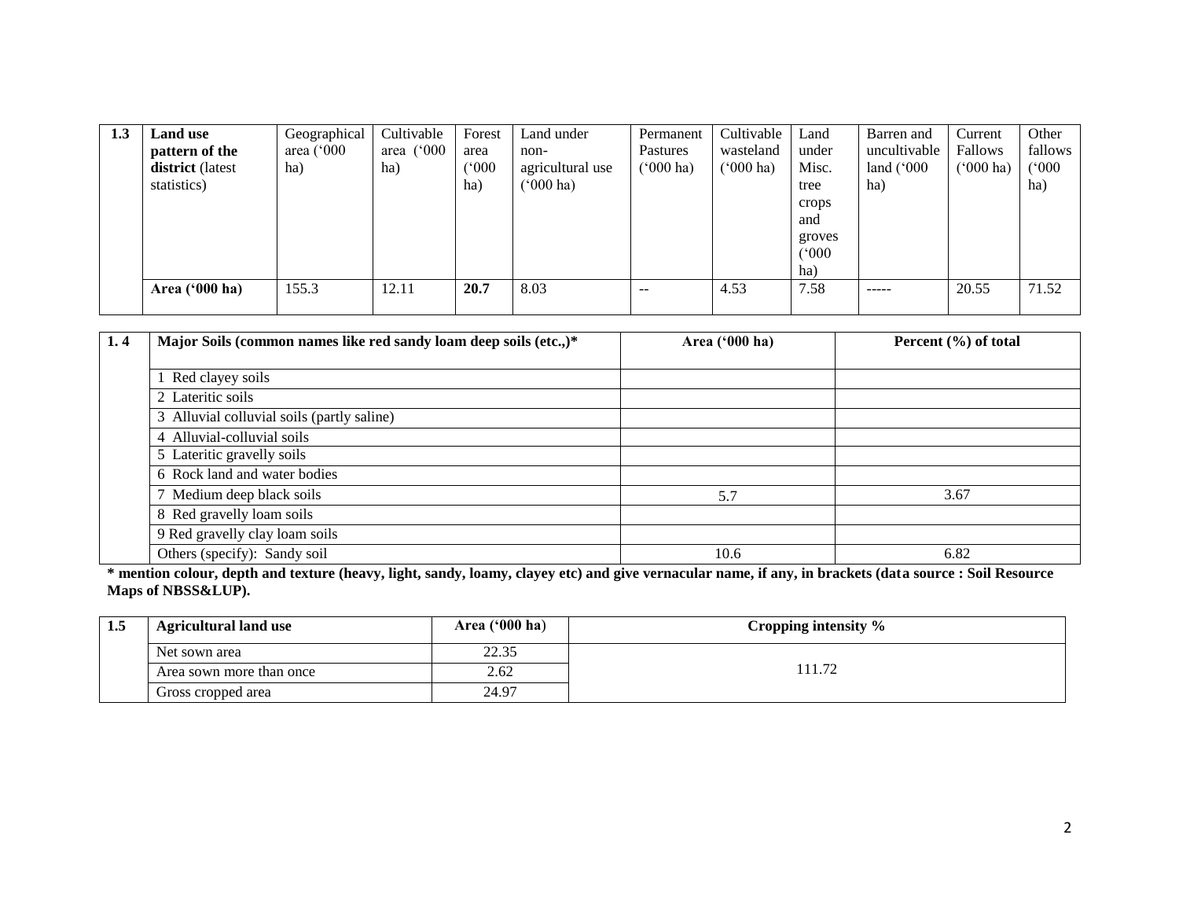| 1.3 | **Land use pattern of the district** (latest statistics) | Geographical area ('000 ha) | Cultivable area ('000 ha) | Forest area ('000 ha) | Land under non-agricultural use ('000 ha) | Permanent Pastures ('000 ha) | Cultivable wasteland ('000 ha) | Land under Misc. tree crops and groves ('000 ha) | Barren and uncultivable land ('000 ha) | Current Fallows ('000 ha) | Other fallows ('000 ha) |
|---|---|---|---|---|---|---|---|---|---|---|---|
| | **Area ('000 ha)** | 155.3 | 12.11 | **20.7** | 8.03 | -- | 4.53 | 7.58 | ----- | 20.55 | 71.52 |

| 1. 4 | **Major Soils (common names like red sandy loam deep soils (etc.,)*** | **Area ('000 ha)** | **Percent (%) of total** |
|---|---|---|---|
| | 1 Red clayey soils | | |
| | 2 Lateritic soils | | |
| | 3 Alluvial colluvial soils (partly saline) | | |
| | 4 Alluvial-colluvial soils | | |
| | 5 Lateritic gravelly soils | | |
| | 6 Rock land and water bodies | | |
| | 7 Medium deep black soils | 5.7 | 3.67 |
| | 8 Red gravelly loam soils | | |
| | 9 Red gravelly clay loam soils | | |
| | Others (specify): Sandy soil | 10.6 | 6.82 |

**\* mention colour, depth and texture (heavy, light, sandy, loamy, clayey etc) and give vernacular name, if any, in brackets (data source : Soil Resource Maps of NBSS&LUP).**

| 1.5 | **Agricultural land use** | **Area ('000 ha)** | **Cropping intensity %** |
|---|---|---|---|
| | Net sown area | 22.35 | 111.72 |
| | Area sown more than once | 2.62 | |
| | Gross cropped area | 24.97 | |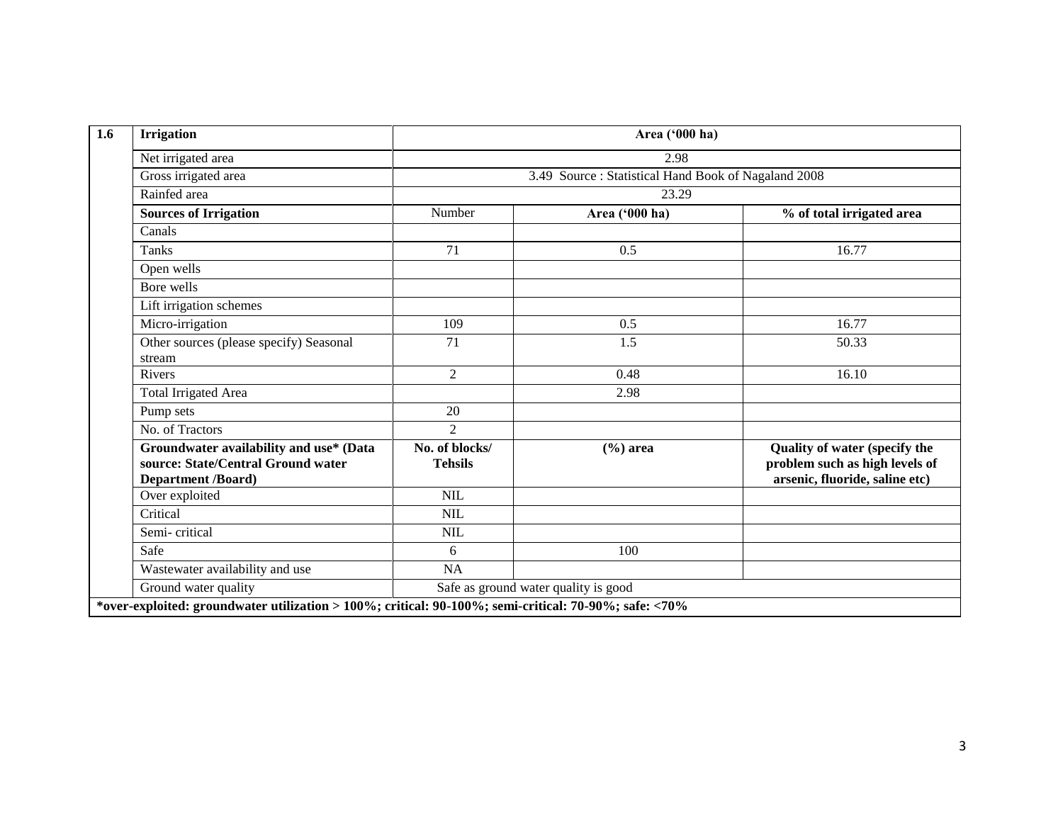| 1.6 | Irrigation | Area ('000 ha) | | |
|---|---|---|---|---|
| | Net irrigated area | 2.98 | | |
| | Gross irrigated area | 3.49 Source : Statistical Hand Book of Nagaland 2008 | | |
| | Rainfed area | 23.29 | | |
| | **Sources of Irrigation** | Number | **Area ('000 ha)** | **% of total irrigated area** |
| | Canals | | | |
| | Tanks | 71 | 0.5 | 16.77 |
| | Open wells | | | |
| | Bore wells | | | |
| | Lift irrigation schemes | | | |
| | Micro-irrigation | 109 | 0.5 | 16.77 |
| | Other sources (please specify) Seasonal stream | 71 | 1.5 | 50.33 |
| | Rivers | 2 | 0.48 | 16.10 |
| | Total Irrigated Area | | 2.98 | |
| | Pump sets | 20 | | |
| | No. of Tractors | 2 | | |
| | **Groundwater availability and use* (Data source: State/Central Ground water Department /Board)** | **No. of blocks/ Tehsils** | **(%) area** | **Quality of water (specify the problem such as high levels of arsenic, fluoride, saline etc)** |
| | Over exploited | NIL | | |
| | Critical | NIL | | |
| | Semi- critical | NIL | | |
| | Safe | 6 | 100 | |
| | Wastewater availability and use | NA | | |
| | Ground water quality | Safe as ground water quality is good | | |

**\*over-exploited: groundwater utilization > 100%; critical: 90-100%; semi-critical: 70-90%; safe: <70%**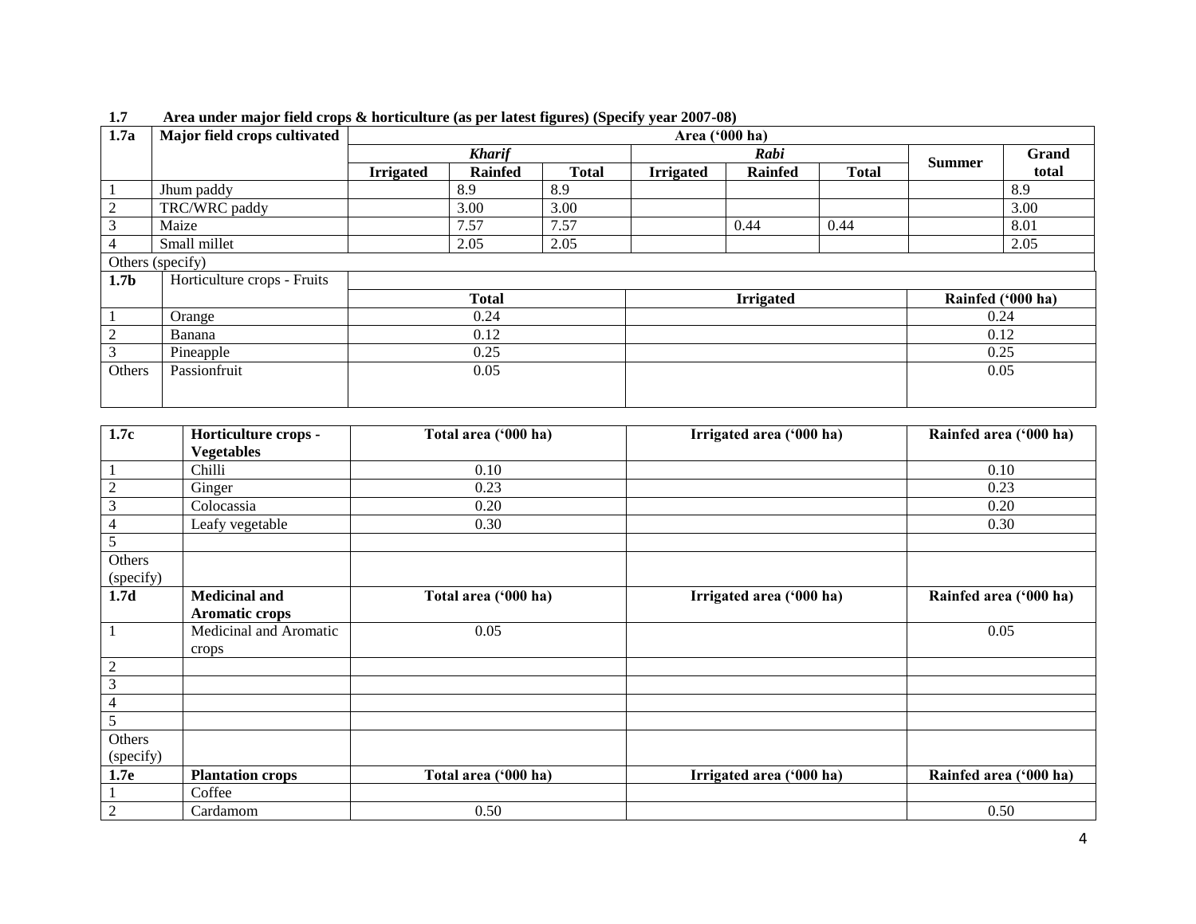**1.7 Area under major field crops & horticulture (as per latest figures) (Specify year 2007-08)**

| 1.7a | Major field crops cultivated | Area ('000 ha) | | | | | | | |
|---|---|---|---|---|---|---|---|---|---|
| | | *Kharif* | | | *Rabi* | | | Summer | Grand total |
| | | Irrigated | Rainfed | Total | Irrigated | Rainfed | Total | | |
| 1 | Jhum paddy | | 8.9 | 8.9 | | | | | 8.9 |
| 2 | TRC/WRC paddy | | 3.00 | 3.00 | | | | | 3.00 |
| 3 | Maize | | 7.57 | 7.57 | | 0.44 | 0.44 | | 8.01 |
| 4 | Small millet | | 2.05 | 2.05 | | | | | 2.05 |
| Others (specify) | | | | | | | | | |

| 1.7b | Horticulture crops - Fruits | Total | Irrigated | Rainfed ('000 ha) |
|---|---|---|---|---|
| 1 | Orange | 0.24 | | 0.24 |
| 2 | Banana | 0.12 | | 0.12 |
| 3 | Pineapple | 0.25 | | 0.25 |
| Others | Passionfruit | 0.05 | | 0.05 |

| 1.7c | Horticulture crops - Vegetables | Total area ('000 ha) | Irrigated area ('000 ha) | Rainfed area ('000 ha) |
|---|---|---|---|---|
| 1 | Chilli | 0.10 | | 0.10 |
| 2 | Ginger | 0.23 | | 0.23 |
| 3 | Colocassia | 0.20 | | 0.20 |
| 4 | Leafy vegetable | 0.30 | | 0.30 |
| 5 | | | | |
| Others (specify) | | | | |
| **1.7d** | **Medicinal and Aromatic crops** | **Total area ('000 ha)** | **Irrigated area ('000 ha)** | **Rainfed area ('000 ha)** |
| 1 | Medicinal and Aromatic crops | 0.05 | | 0.05 |
| 2 | | | | |
| 3 | | | | |
| 4 | | | | |
| 5 | | | | |
| Others (specify) | | | | |
| **1.7e** | **Plantation crops** | **Total area ('000 ha)** | **Irrigated area ('000 ha)** | **Rainfed area ('000 ha)** |
| 1 | Coffee | | | |
| 2 | Cardamom | 0.50 | | 0.50 |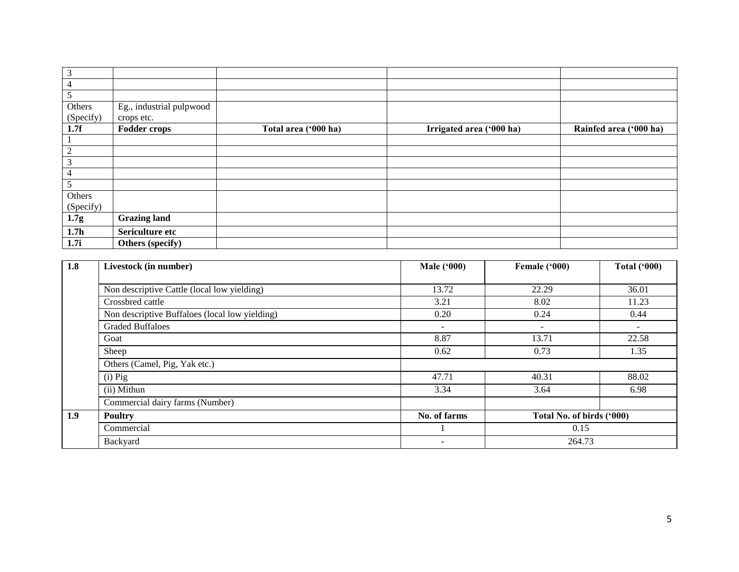| | | | | |
|---|---|---|---|---|
| 3 | | | | |
| 4 | | | | |
| 5 | | | | |
| Others (Specify) | Eg., industrial pulpwood crops etc. | | | |
| **1.7f** | **Fodder crops** | **Total area ('000 ha)** | **Irrigated area ('000 ha)** | **Rainfed area ('000 ha)** |
| 1 | | | | |
| 2 | | | | |
| 3 | | | | |
| 4 | | | | |
| 5 | | | | |
| Others (Specify) | | | | |
| **1.7g** | **Grazing land** | | | |
| **1.7h** | **Sericulture etc** | | | |
| **1.7i** | **Others (specify)** | | | |

| **1.8** | **Livestock (in number)** | **Male ('000)** | **Female ('000)** | **Total ('000)** |
|---|---|---|---|---|
| | Non descriptive Cattle (local low yielding) | 13.72 | 22.29 | 36.01 |
| | Crossbred cattle | 3.21 | 8.02 | 11.23 |
| | Non descriptive Buffaloes (local low yielding) | 0.20 | 0.24 | 0.44 |
| | Graded Buffaloes | - | - | - |
| | Goat | 8.87 | 13.71 | 22.58 |
| | Sheep | 0.62 | 0.73 | 1.35 |
| | Others (Camel, Pig, Yak etc.) | | | |
| | (i) Pig | 47.71 | 40.31 | 88.02 |
| | (ii) Mithun | 3.34 | 3.64 | 6.98 |
| | Commercial dairy farms (Number) | | | |
| **1.9** | **Poultry** | **No. of farms** | **Total No. of birds ('000)** | |
| | Commercial | 1 | 0.15 | |
| | Backyard | - | 264.73 | |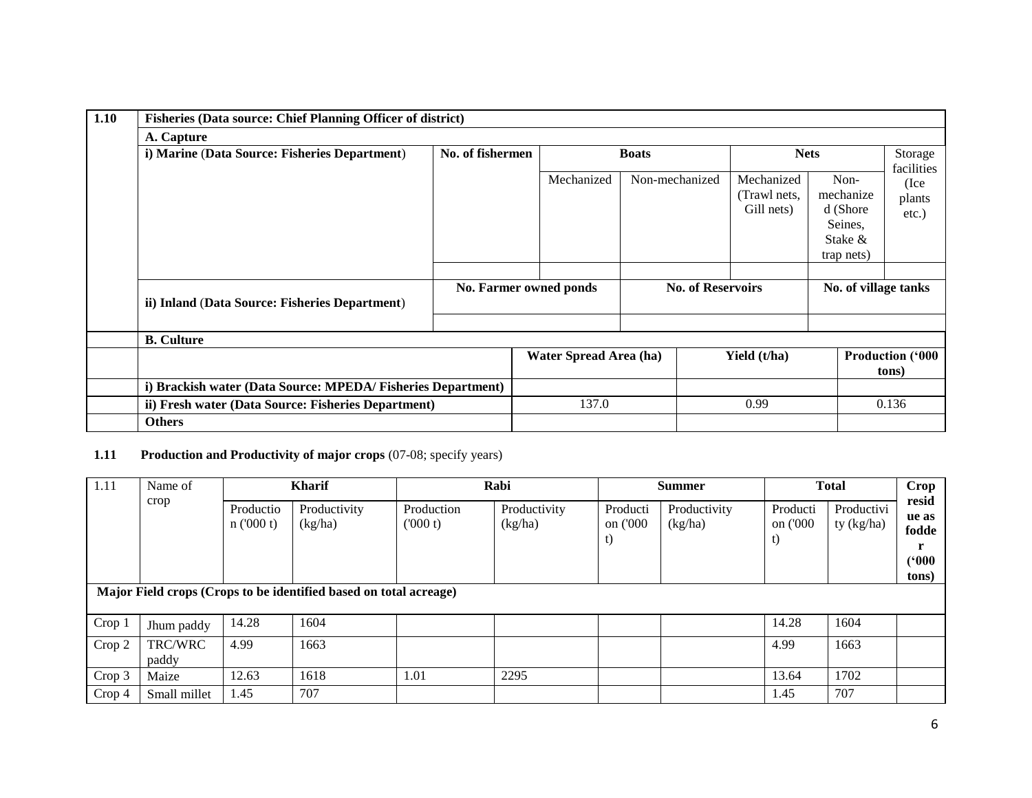| 1.10 | Fisheries (Data source: Chief Planning Officer of district) | | | | | | |
|---|---|---|---|---|---|---|---|
| | **A. Capture** | | | | | | |
| | **i) Marine (Data Source: Fisheries Department)** | **No. of fishermen** | **Boats** | | **Nets** | | Storage facilities (Ice plants etc.) |
| | | | Mechanized | Non-mechanized | Mechanized (Trawl nets, Gill nets) | Non-mechanized (Shore Seines, Stake & trap nets) | |
| | | | | | | | |
| | **ii) Inland (Data Source: Fisheries Department)** | **No. Farmer owned ponds** | | **No. of Reservoirs** | | **No. of village tanks** | |
| | | | | | | | |

| | **B. Culture** | | | |
|---|---|---|---|---|
| | | **Water Spread Area (ha)** | **Yield (t/ha)** | **Production ('000 tons)** |
| | **i) Brackish water (Data Source: MPEDA/ Fisheries Department)** | | | |
| | **ii) Fresh water (Data Source: Fisheries Department)** | 137.0 | 0.99 | 0.136 |
| | **Others** | | | |

**1.11 Production and Productivity of major crops** (07-08; specify years)

| 1.11 | Name of crop | Kharif | | Rabi | | Summer | | Total | | Crop residue as fodder ('000 tons) |
|---|---|---|---|---|---|---|---|---|---|---|
| | | Production ('000 t) | Productivity (kg/ha) | Production ('000 t) | Productivity (kg/ha) | Production ('000 t) | Productivity (kg/ha) | Production ('000 t) | Productivity (kg/ha) | |
| **Major Field crops (Crops to be identified based on total acreage)** | | | | | | | | | | |
| Crop 1 | Jhum paddy | 14.28 | 1604 | | | | | 14.28 | 1604 | |
| Crop 2 | TRC/WRC paddy | 4.99 | 1663 | | | | | 4.99 | 1663 | |
| Crop 3 | Maize | 12.63 | 1618 | 1.01 | 2295 | | | 13.64 | 1702 | |
| Crop 4 | Small millet | 1.45 | 707 | | | | | 1.45 | 707 | |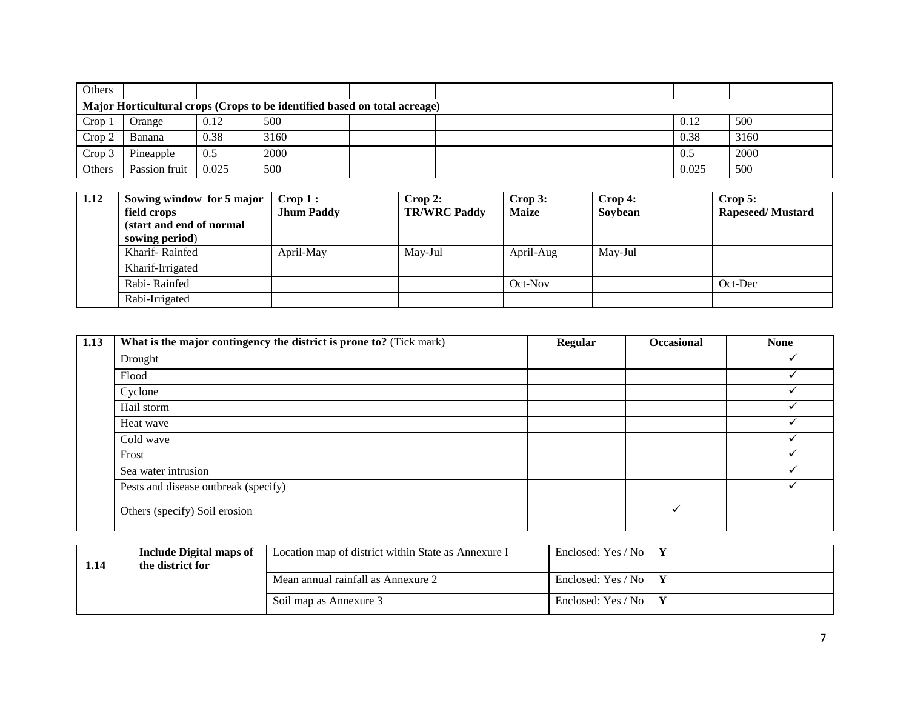| Others | | | | | | | | | | |
|---|---|---|---|---|---|---|---|---|---|---|
| **Major Horticultural crops (Crops to be identified based on total acreage)** | | | | | | | | | | |
| Crop 1 | Orange | 0.12 | 500 | | | | | 0.12 | 500 | |
| Crop 2 | Banana | 0.38 | 3160 | | | | | 0.38 | 3160 | |
| Crop 3 | Pineapple | 0.5 | 2000 | | | | | 0.5 | 2000 | |
| Others | Passion fruit | 0.025 | 500 | | | | | 0.025 | 500 | |

| 1.12 | Sowing window for 5 major field crops (start and end of normal sowing period) | Crop 1 : Jhum Paddy | Crop 2: TR/WRC Paddy | Crop 3: Maize | Crop 4: Soybean | Crop 5: Rapeseed/ Mustard |
|---|---|---|---|---|---|---|
| | Kharif- Rainfed | April-May | May-Jul | April-Aug | May-Jul | |
| | Kharif-Irrigated | | | | | |
| | Rabi- Rainfed | | | Oct-Nov | | Oct-Dec |
| | Rabi-Irrigated | | | | | |

| 1.13 | What is the major contingency the district is prone to? (Tick mark) | Regular | Occasional | None |
|---|---|---|---|---|
| | Drought | | | ✓ |
| | Flood | | | ✓ |
| | Cyclone | | | ✓ |
| | Hail storm | | | ✓ |
| | Heat wave | | | ✓ |
| | Cold wave | | | ✓ |
| | Frost | | | ✓ |
| | Sea water intrusion | | | ✓ |
| | Pests and disease outbreak (specify) | | | ✓ |
| | Others (specify) Soil erosion | | ✓ | |

| 1.14 | Include Digital maps of the district for | Location map of district within State as Annexure I | Enclosed: Yes / No **Y** |
|---|---|---|---|
| | | Mean annual rainfall as Annexure 2 | Enclosed: Yes / No **Y** |
| | | Soil map as Annexure 3 | Enclosed: Yes / No **Y** |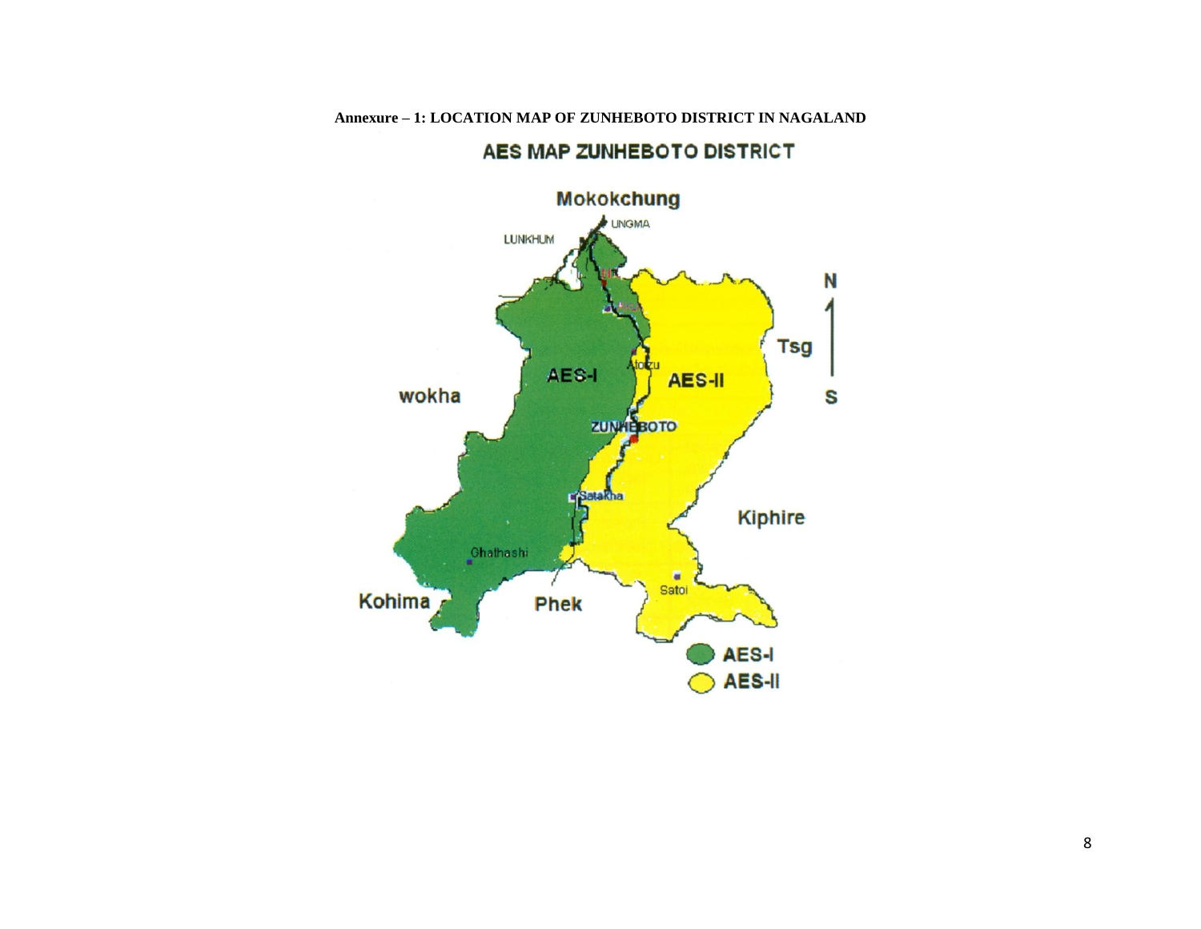**Annexure – 1: LOCATION MAP OF ZUNHEBOTO DISTRICT IN NAGALAND**

AES MAP ZUNHEBOTO DISTRICT

Mokokchung

UNGMA

LUNKHUM

N

Tsg

S

AES-I

AES-II

wokha

Atoizu

ZUNHEBOTO

Satakha

Kiphire

Ghathashi

Kohima

Phek

Satoi

AES-I

AES-II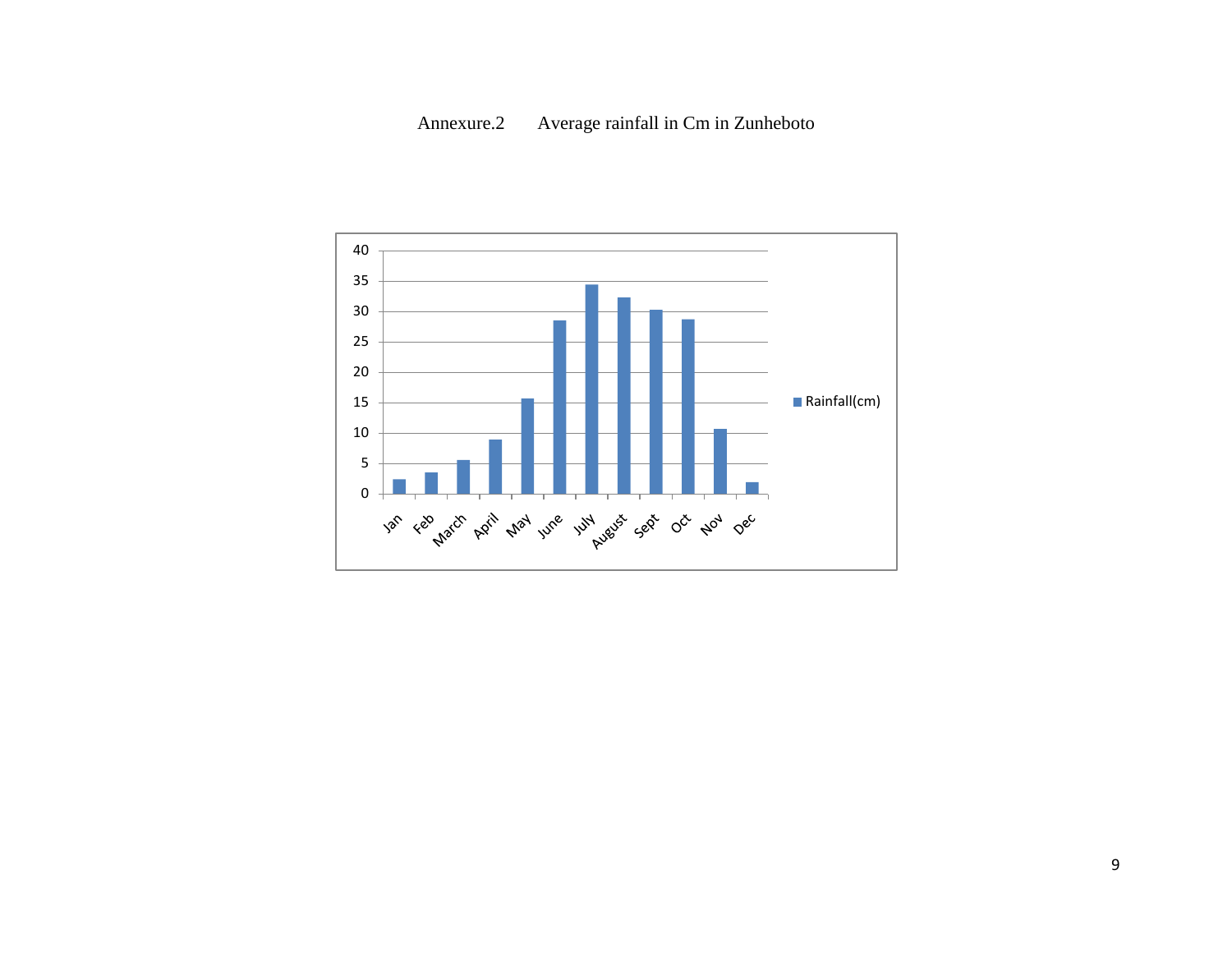Annexure.2 Average rainfall in Cm in Zunheboto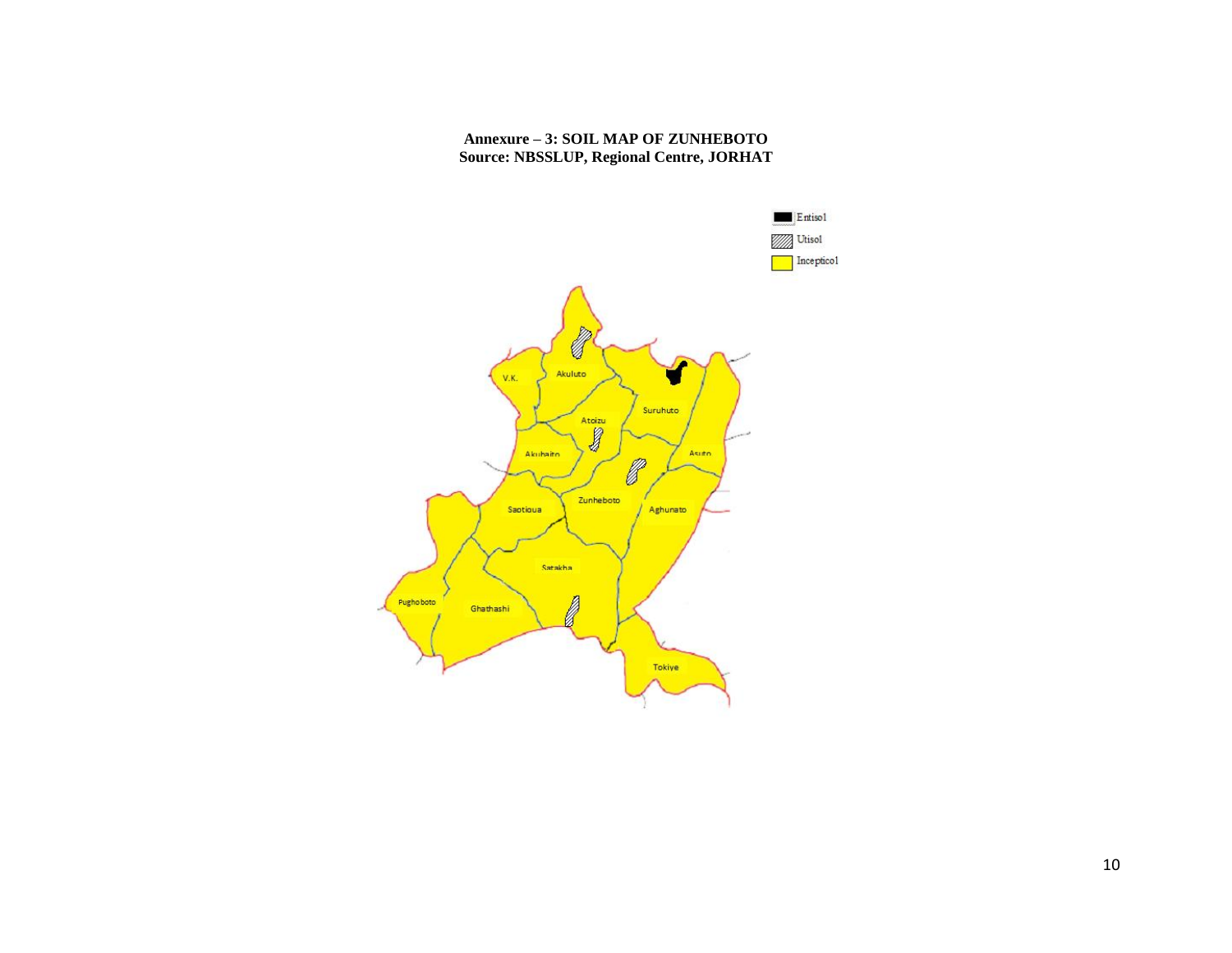**Annexure – 3: SOIL MAP OF ZUNHEBOTO**
**Source: NBSSLUP, Regional Centre, JORHAT**

Entisol
Utisol
Incepticol

V.K.
Akuluto
Suruhuto
Atoizu
Akuhaito
Asuto
Zunheboto
Aghunato
Saotiqua
Satakha
Pughoboto
Ghathashi
Tokiye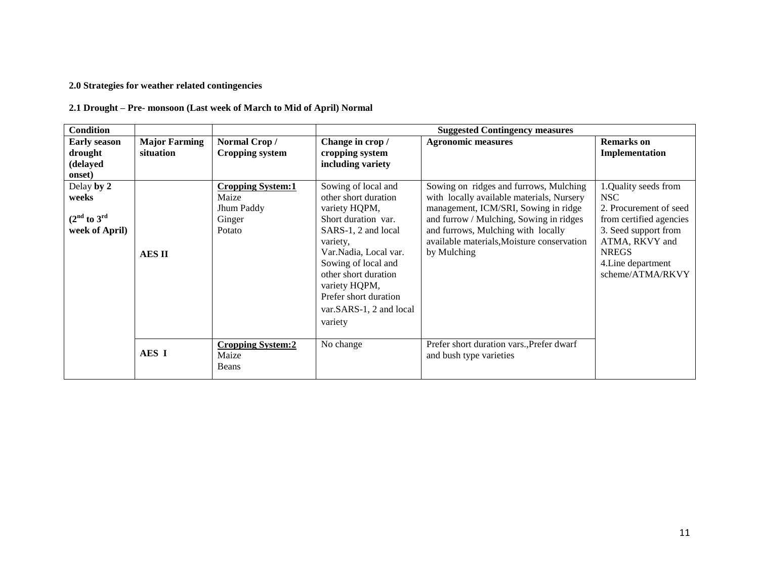**2.0 Strategies for weather related contingencies**

**2.1 Drought – Pre- monsoon (Last week of March to Mid of April) Normal**

| **Condition** | | | **Suggested Contingency measures** | | |
|---|---|---|---|---|---|
| **Early season drought (delayed onset)** | **Major Farming situation** | **Normal Crop / Cropping system** | **Change in crop / cropping system including variety** | **Agronomic measures** | **Remarks on Implementation** |
| Delay **by 2 weeks** **(2[nd] to 3[rd] week of April)** | **AES II** | **Cropping System:1** Maize Jhum Paddy Ginger Potato | Sowing of local and other short duration variety HQPM, Short duration var. SARS-1, 2 and local variety, Var.Nadia, Local var. Sowing of local and other short duration variety HQPM, Prefer short duration var.SARS-1, 2 and local variety | Sowing on ridges and furrows, Mulching with locally available materials, Nursery management, ICM/SRI, Sowing in ridge and furrow / Mulching, Sowing in ridges and furrows, Mulching with locally available materials,Moisture conservation by Mulching | 1.Quality seeds from NSC 2. Procurement of seed from certified agencies 3. Seed support from ATMA, RKVY and NREGS 4.Line department scheme/ATMA/RKVY |
| | **AES I** | **Cropping System:2** Maize Beans | No change | Prefer short duration vars.,Prefer dwarf and bush type varieties | |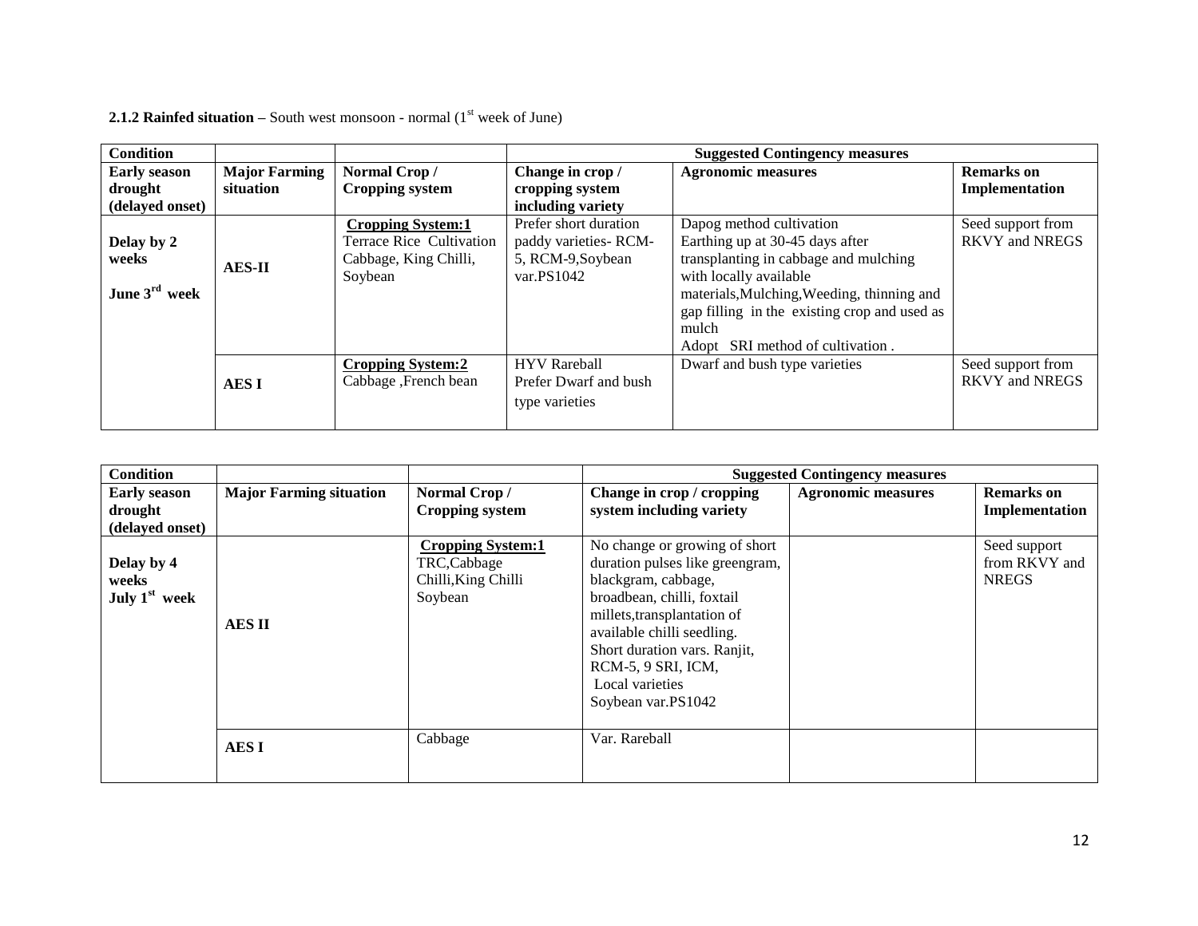**2.1.2 Rainfed situation –** South west monsoon - normal (1st week of June)

| Condition | | | Suggested Contingency measures | | |
|---|---|---|---|---|---|
| **Early season drought (delayed onset)** | **Major Farming situation** | **Normal Crop / Cropping system** | **Change in crop / cropping system including variety** | **Agronomic measures** | **Remarks on Implementation** |
| **Delay by 2 weeks June 3rd week** | **AES-II** | **Cropping System:1** Terrace Rice Cultivation Cabbage, King Chilli, Soybean | Prefer short duration paddy varieties- RCM-5, RCM-9,Soybean var.PS1042 | Dapog method cultivation Earthing up at 30-45 days after transplanting in cabbage and mulching with locally available materials,Mulching,Weeding, thinning and gap filling in the existing crop and used as mulch Adopt SRI method of cultivation . | Seed support from RKVY and NREGS |
| | **AES I** | **Cropping System:2** Cabbage ,French bean | HYV Rareball Prefer Dwarf and bush type varieties | Dwarf and bush type varieties | Seed support from RKVY and NREGS |

| Condition | | | Suggested Contingency measures | | |
|---|---|---|---|---|---|
| **Early season drought (delayed onset)** | **Major Farming situation** | **Normal Crop / Cropping system** | **Change in crop / cropping system including variety** | **Agronomic measures** | **Remarks on Implementation** |
| **Delay by 4 weeks July 1st week** | **AES II** | **Cropping System:1** TRC,Cabbage Chilli,King Chilli Soybean | No change or growing of short duration pulses like greengram, blackgram, cabbage, broadbean, chilli, foxtail millets,transplantation of available chilli seedling. Short duration vars. Ranjit, RCM-5, 9 SRI, ICM, Local varieties Soybean var.PS1042 | | Seed support from RKVY and NREGS |
| | **AES I** | Cabbage | Var. Rareball | | |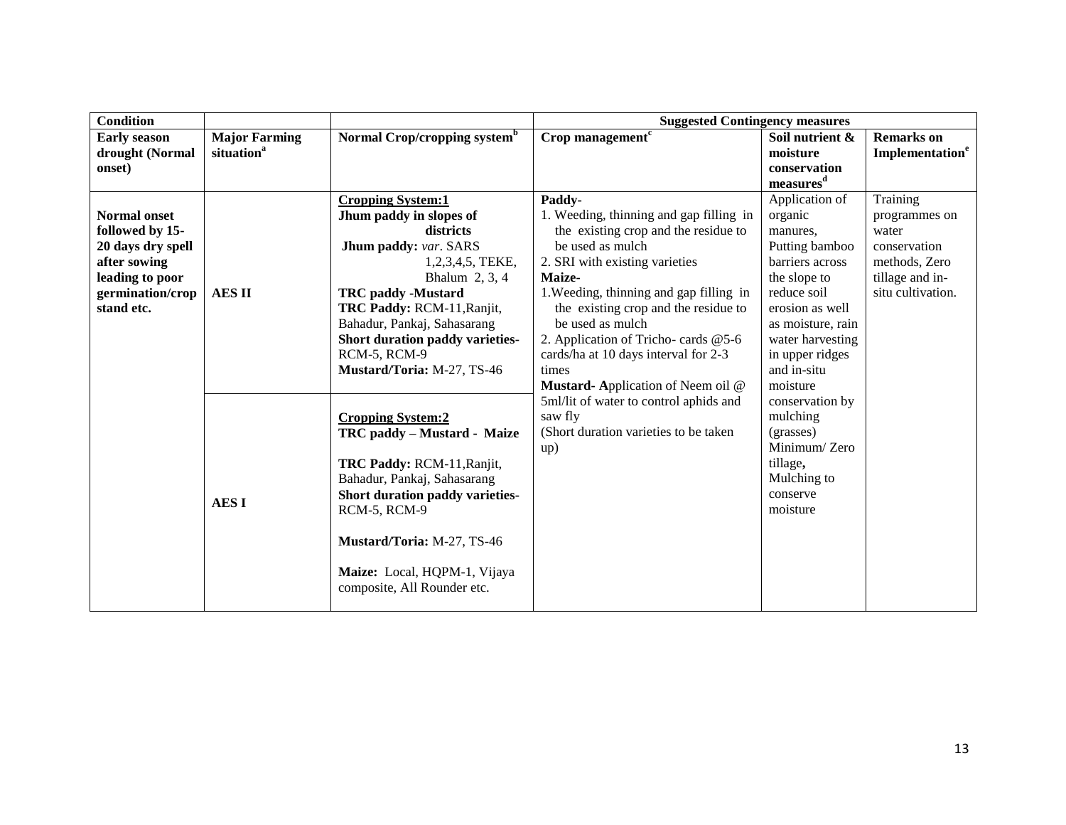| Condition | | | Suggested Contingency measures | | |
|---|---|---|---|---|---|
| **Early season drought (Normal onset)** | **Major Farming situation**[a] | **Normal Crop/cropping system**[b] | **Crop management**[c] | **Soil nutrient & moisture conservation measures**[d] | **Remarks on Implementation**[e] |
| **Normal onset followed by 15-20 days dry spell after sowing leading to poor germination/crop stand etc.** | **AES II** | **Cropping System:1**<br>**Jhum paddy in slopes of districts**<br>**Jhum paddy:** *var*. SARS 1,2,3,4,5, TEKE, Bhalum 2, 3, 4<br>**TRC paddy -Mustard**<br>**TRC Paddy:** RCM-11,Ranjit, Bahadur, Pankaj, Sahasarang<br>**Short duration paddy varieties-** RCM-5, RCM-9<br>**Mustard/Toria:** M-27, TS-46 | **Paddy-**<br>1. Weeding, thinning and gap filling in the existing crop and the residue to be used as mulch<br>2. SRI with existing varieties<br>**Maize-**<br>1.Weeding, thinning and gap filling in the existing crop and the residue to be used as mulch<br>2. Application of Tricho- cards @5-6 cards/ha at 10 days interval for 2-3 times<br>**Mustard- A**pplication of Neem oil @ 5ml/lit of water to control aphids and saw fly<br>(Short duration varieties to be taken up) | Application of organic manures, Putting bamboo barriers across the slope to reduce soil erosion as well as moisture, rain water harvesting in upper ridges and in-situ moisture conservation by mulching (grasses)<br>Minimum/ Zero tillage**,** Mulching to conserve moisture | Training programmes on water conservation methods, Zero tillage and in-situ cultivation. |
| | **AES I** | **Cropping System:2**<br>**TRC paddy – Mustard - Maize**<br>**TRC Paddy:** RCM-11,Ranjit, Bahadur, Pankaj, Sahasarang<br>**Short duration paddy varieties-** RCM-5, RCM-9<br>**Mustard/Toria:** M-27, TS-46<br>**Maize:** Local, HQPM-1, Vijaya composite, All Rounder etc. | | | |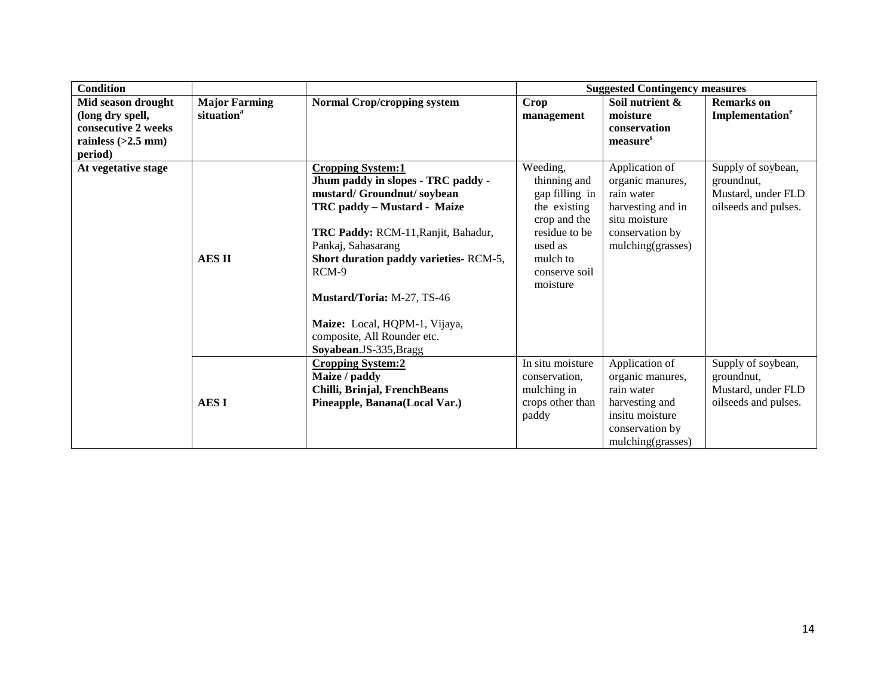| Condition | | | Suggested Contingency measures | | |
|---|---|---|---|---|---|
| **Mid season drought (long dry spell, consecutive 2 weeks rainless (>2.5 mm) period)** | **Major Farming situation[a]** | **Normal Crop/cropping system** | **Crop management** | **Soil nutrient & moisture conservation measure[s]** | **Remarks on Implementation[e]** |
| **At vegetative stage** | **AES II** | **Cropping System:1** **Jhum paddy in slopes - TRC paddy - mustard/ Groundnut/ soybean** **TRC paddy – Mustard - Maize** **TRC Paddy:** RCM-11,Ranjit, Bahadur, Pankaj, Sahasarang **Short duration paddy varieties-** RCM-5, RCM-9 **Mustard/Toria:** M-27, TS-46 **Maize:** Local, HQPM-1, Vijaya, composite, All Rounder etc. **Soyabean**.JS-335,Bragg | Weeding, thinning and gap filling in the existing crop and the residue to be used as mulch to conserve soil moisture | Application of organic manures, rain water harvesting and in situ moisture conservation by mulching(grasses) | Supply of soybean, groundnut, Mustard, under FLD oilseeds and pulses. |
| | **AES I** | **Cropping System:2** **Maize / paddy** **Chilli, Brinjal, FrenchBeans** **Pineapple, Banana(Local Var.)** | In situ moisture conservation, mulching in crops other than paddy | Application of organic manures, rain water harvesting and insitu moisture conservation by mulching(grasses) | Supply of soybean, groundnut, Mustard, under FLD oilseeds and pulses. |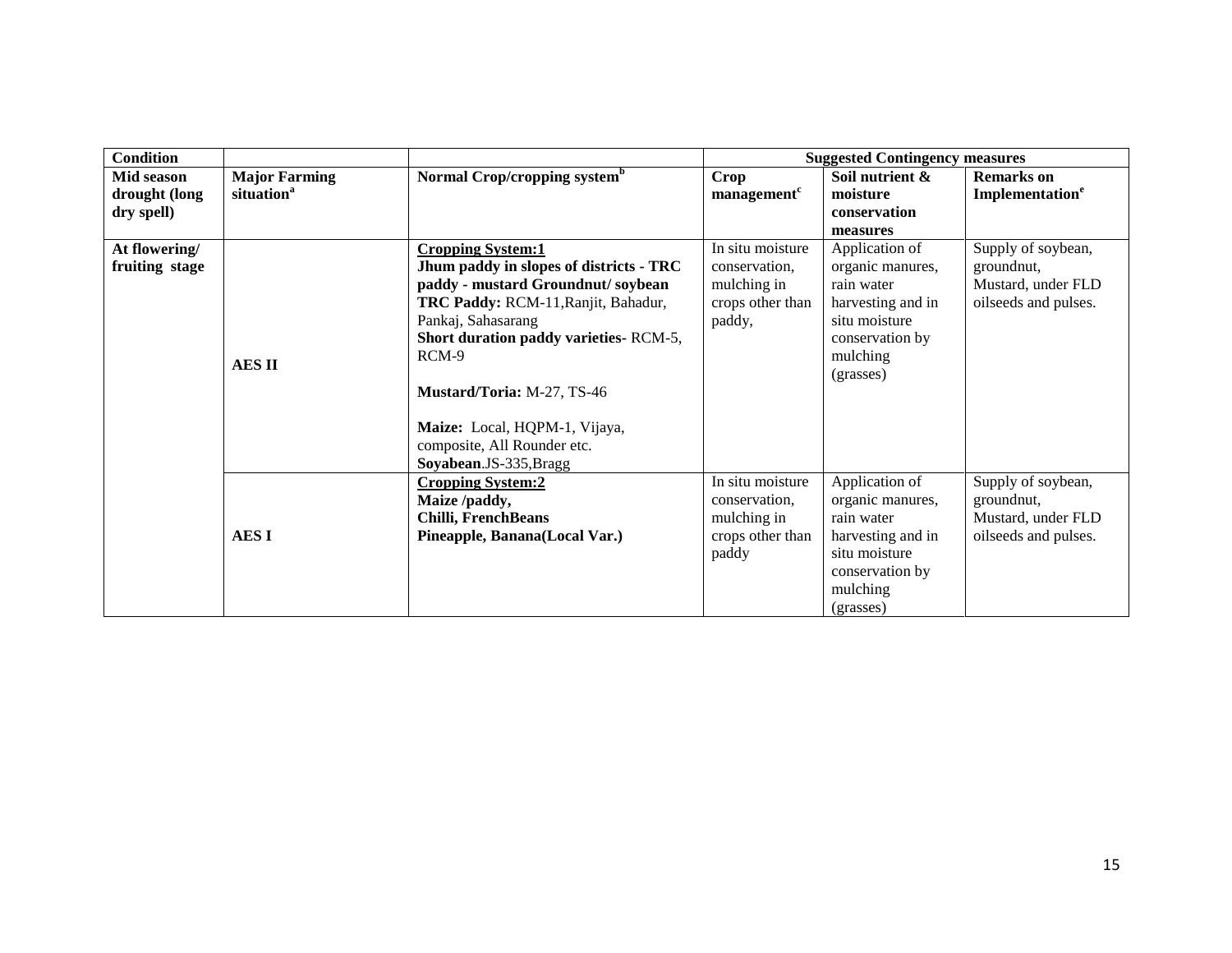| Condition | | | Suggested Contingency measures | | |
|---|---|---|---|---|---|
| **Mid season drought (long dry spell)** | **Major Farming situation[a]** | **Normal Crop/cropping system[b]** | **Crop management[c]** | **Soil nutrient & moisture conservation measures** | **Remarks on Implementation[e]** |
| **At flowering/ fruiting stage** | **AES II** | **Cropping System:1** **Jhum paddy in slopes of districts - TRC paddy - mustard Groundnut/ soybean** **TRC Paddy:** RCM-11,Ranjit, Bahadur, Pankaj, Sahasarang **Short duration paddy varieties-** RCM-5, RCM-9 **Mustard/Toria:** M-27, TS-46 **Maize:** Local, HQPM-1, Vijaya, composite, All Rounder etc. **Soyabean**.JS-335,Bragg | In situ moisture conservation, mulching in crops other than paddy, | Application of organic manures, rain water harvesting and in situ moisture conservation by mulching (grasses) | Supply of soybean, groundnut, Mustard, under FLD oilseeds and pulses. |
| | **AES I** | **Cropping System:2** **Maize /paddy,** **Chilli, FrenchBeans** **Pineapple, Banana(Local Var.)** | In situ moisture conservation, mulching in crops other than paddy | Application of organic manures, rain water harvesting and in situ moisture conservation by mulching (grasses) | Supply of soybean, groundnut, Mustard, under FLD oilseeds and pulses. |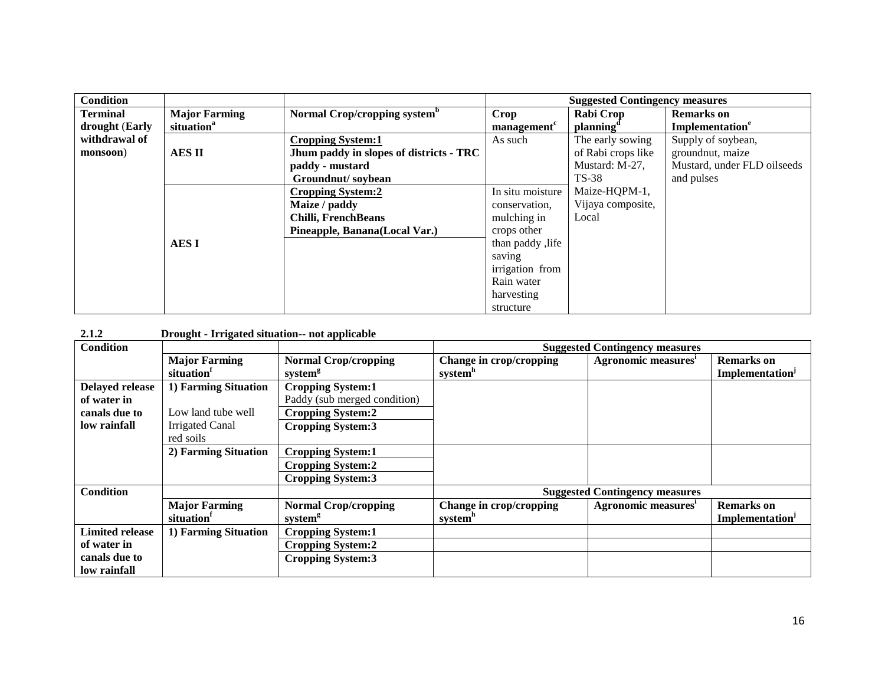| Condition | | | Suggested Contingency measures | | |
|---|---|---|---|---|---|
| **Terminal drought (Early withdrawal of monsoon)** | **Major Farming situation**[a] | **Normal Crop/cropping system**[b] | **Crop management**[c] | **Rabi Crop planning**[d] | **Remarks on Implementation**[e] |
| | **AES II** | **Cropping System:1**<br>**Jhum paddy in slopes of districts - TRC paddy - mustard**<br>**Groundnut/ soybean** | As such | The early sowing of Rabi crops like Mustard: M-27, TS-38<br>Maize-HQPM-1, Vijaya composite, Local | Supply of soybean, groundnut, maize Mustard, under FLD oilseeds and pulses |
| | **AES I** | **Cropping System:2**<br>**Maize / paddy**<br>**Chilli, FrenchBeans**<br>**Pineapple, Banana(Local Var.)** | In situ moisture conservation, mulching in crops other than paddy ,life saving irrigation from Rain water harvesting structure | | |

**2.1.2 Drought - Irrigated situation-- not applicable**

| Condition | | | Suggested Contingency measures | | |
|---|---|---|---|---|---|
| | **Major Farming situation**[f] | **Normal Crop/cropping system**[g] | **Change in crop/cropping system**[h] | **Agronomic measures**[i] | **Remarks on Implementation**[j] |
| **Delayed release of water in canals due to low rainfall** | **1) Farming Situation**<br><br>Low land tube well Irrigated Canal red soils | **Cropping System:1**<br>Paddy (sub merged condition) | | | |
| | | **Cropping System:2** | | | |
| | | **Cropping System:3** | | | |
| | **2) Farming Situation** | **Cropping System:1** | | | |
| | | **Cropping System:2** | | | |
| | | **Cropping System:3** | | | |

| Condition | | | Suggested Contingency measures | | |
|---|---|---|---|---|---|
| | **Major Farming situation**[f] | **Normal Crop/cropping system**[g] | **Change in crop/cropping system**[h] | **Agronomic measures**[i] | **Remarks on Implementation**[j] |
| **Limited release of water in canals due to low rainfall** | **1) Farming Situation** | **Cropping System:1** | | | |
| | | **Cropping System:2** | | | |
| | | **Cropping System:3** | | | |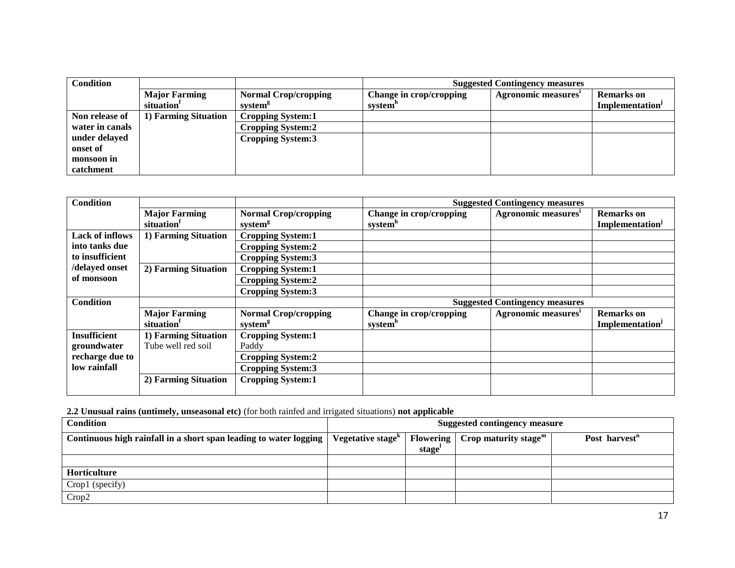| Condition | | | Suggested Contingency measures | | |
|---|---|---|---|---|---|
| | **Major Farming situation**[f] | **Normal Crop/cropping system**[g] | **Change in crop/cropping system**[h] | **Agronomic measures**[i] | **Remarks on Implementation**[j] |
| **Non release of water in canals under delayed onset of monsoon in catchment** | **1) Farming Situation** | **Cropping System:1** | | | |
| | | **Cropping System:2** | | | |
| | | **Cropping System:3** | | | |

| Condition | | | Suggested Contingency measures | | |
|---|---|---|---|---|---|
| | **Major Farming situation**[f] | **Normal Crop/cropping system**[g] | **Change in crop/cropping system**[h] | **Agronomic measures**[i] | **Remarks on Implementation**[j] |
| **Lack of inflows into tanks due to insufficient /delayed onset of monsoon** | **1) Farming Situation** | **Cropping System:1** | | | |
| | | **Cropping System:2** | | | |
| | | **Cropping System:3** | | | |
| | **2) Farming Situation** | **Cropping System:1** | | | |
| | | **Cropping System:2** | | | |
| | | **Cropping System:3** | | | |
| **Condition** | | | **Suggested Contingency measures** | | |
| | **Major Farming situation**[f] | **Normal Crop/cropping system**[g] | **Change in crop/cropping system**[h] | **Agronomic measures**[i] | **Remarks on Implementation**[j] |
| **Insufficient groundwater recharge due to low rainfall** | **1) Farming Situation** Tube well red soil | **Cropping System:1** Paddy | | | |
| | | **Cropping System:2** | | | |
| | | **Cropping System:3** | | | |
| | **2) Farming Situation** | **Cropping System:1** | | | |

**2.2 Unusual rains (untimely, unseasonal etc)** (for both rainfed and irrigated situations) **not applicable**

| Condition | Suggested contingency measure | | | |
|---|---|---|---|---|
| **Continuous high rainfall in a short span leading to water logging** | **Vegetative stage**[k] | **Flowering stage**[l] | **Crop maturity stage**[m] | **Post harvest**[n] |
| | | | | |
| **Horticulture** | | | | |
| Crop1 (specify) | | | | |
| Crop2 | | | | |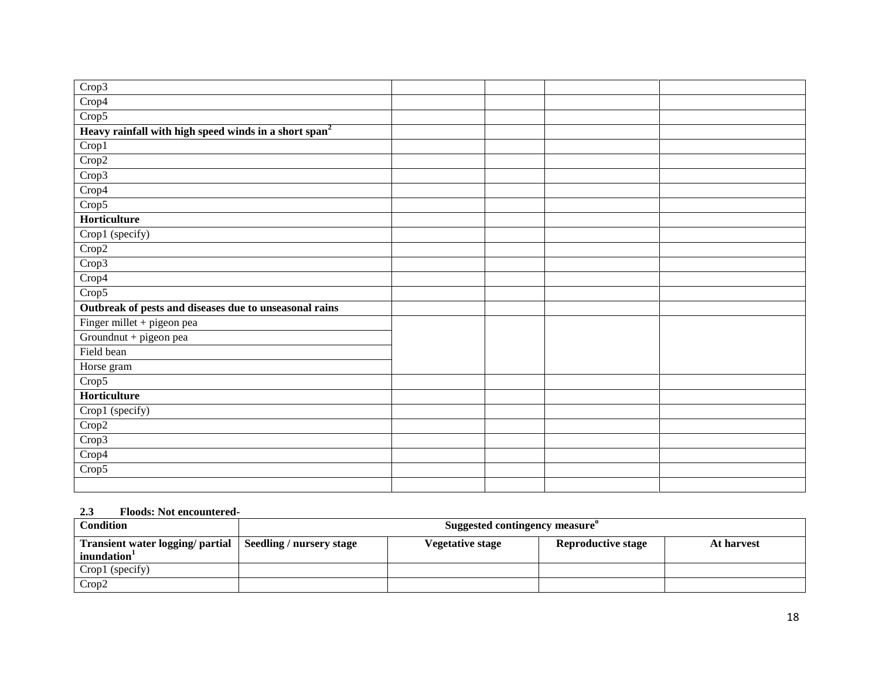| | | | | |
|---|---|---|---|---|
| Crop3 | | | | |
| Crop4 | | | | |
| Crop5 | | | | |
| **Heavy rainfall with high speed winds in a short span[2]** | | | | |
| Crop1 | | | | |
| Crop2 | | | | |
| Crop3 | | | | |
| Crop4 | | | | |
| Crop5 | | | | |
| **Horticulture** | | | | |
| Crop1 (specify) | | | | |
| Crop2 | | | | |
| Crop3 | | | | |
| Crop4 | | | | |
| Crop5 | | | | |
| **Outbreak of pests and diseases due to unseasonal rains** | | | | |
| Finger millet + pigeon pea | | | | |
| Groundnut + pigeon pea | | | | |
| Field bean | | | | |
| Horse gram | | | | |
| Crop5 | | | | |
| **Horticulture** | | | | |
| Crop1 (specify) | | | | |
| Crop2 | | | | |
| Crop3 | | | | |
| Crop4 | | | | |
| Crop5 | | | | |
| | | | | |

**2.3 Floods: Not encountered-**

| **Condition** | **Suggested contingency measure[o]** | | | |
|---|---|---|---|---|
| **Transient water logging/ partial inundation[1]** | **Seedling / nursery stage** | **Vegetative stage** | **Reproductive stage** | **At harvest** |
| Crop1 (specify) | | | | |
| Crop2 | | | | |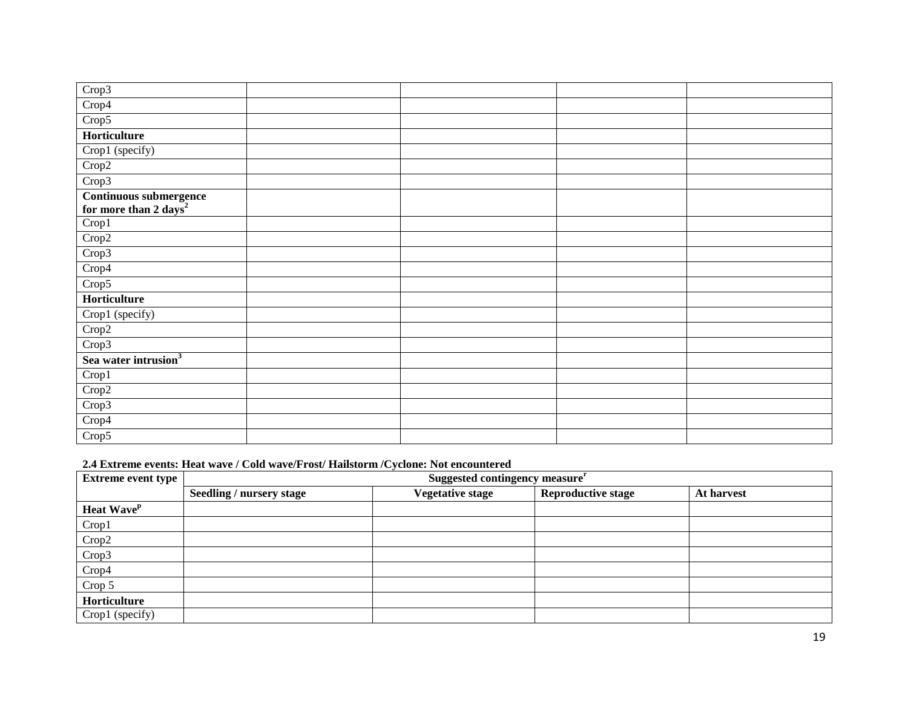| | | | | |
|---|---|---|---|---|
| Crop3 | | | | |
| Crop4 | | | | |
| Crop5 | | | | |
| **Horticulture** | | | | |
| Crop1 (specify) | | | | |
| Crop2 | | | | |
| Crop3 | | | | |
| **Continuous submergence for more than 2 days[2]** | | | | |
| Crop1 | | | | |
| Crop2 | | | | |
| Crop3 | | | | |
| Crop4 | | | | |
| Crop5 | | | | |
| **Horticulture** | | | | |
| Crop1 (specify) | | | | |
| Crop2 | | | | |
| Crop3 | | | | |
| **Sea water intrusion[3]** | | | | |
| Crop1 | | | | |
| Crop2 | | | | |
| Crop3 | | | | |
| Crop4 | | | | |
| Crop5 | | | | |

**2.4 Extreme events: Heat wave / Cold wave/Frost/ Hailstorm /Cyclone: Not encountered**

| Extreme event type | Suggested contingency measure[r] | | | |
|---|---|---|---|---|
| | **Seedling / nursery stage** | **Vegetative stage** | **Reproductive stage** | **At harvest** |
| **Heat Wave[p]** | | | | |
| Crop1 | | | | |
| Crop2 | | | | |
| Crop3 | | | | |
| Crop4 | | | | |
| Crop 5 | | | | |
| **Horticulture** | | | | |
| Crop1 (specify) | | | | |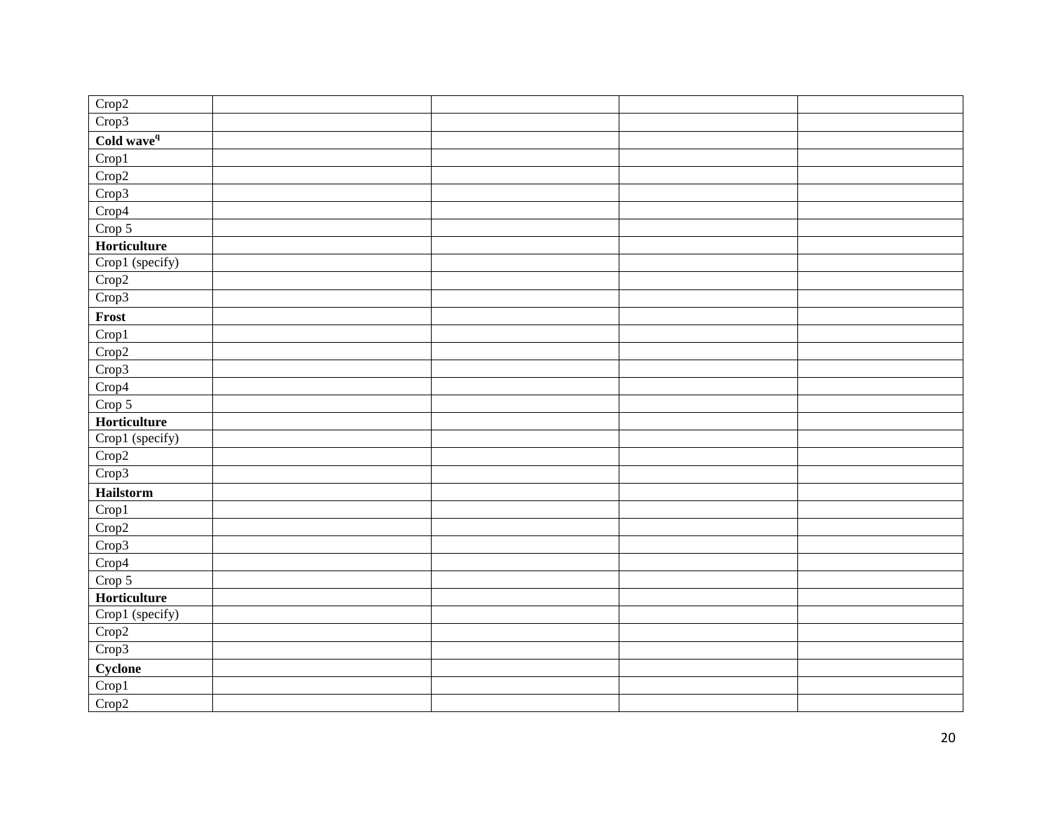| | | | | |
|---|---|---|---|---|
| Crop2 | | | | |
| Crop3 | | | | |
| **Cold wave**[q] | | | | |
| Crop1 | | | | |
| Crop2 | | | | |
| Crop3 | | | | |
| Crop4 | | | | |
| Crop 5 | | | | |
| **Horticulture** | | | | |
| Crop1 (specify) | | | | |
| Crop2 | | | | |
| Crop3 | | | | |
| **Frost** | | | | |
| Crop1 | | | | |
| Crop2 | | | | |
| Crop3 | | | | |
| Crop4 | | | | |
| Crop 5 | | | | |
| **Horticulture** | | | | |
| Crop1 (specify) | | | | |
| Crop2 | | | | |
| Crop3 | | | | |
| **Hailstorm** | | | | |
| Crop1 | | | | |
| Crop2 | | | | |
| Crop3 | | | | |
| Crop4 | | | | |
| Crop 5 | | | | |
| **Horticulture** | | | | |
| Crop1 (specify) | | | | |
| Crop2 | | | | |
| Crop3 | | | | |
| **Cyclone** | | | | |
| Crop1 | | | | |
| Crop2 | | | | |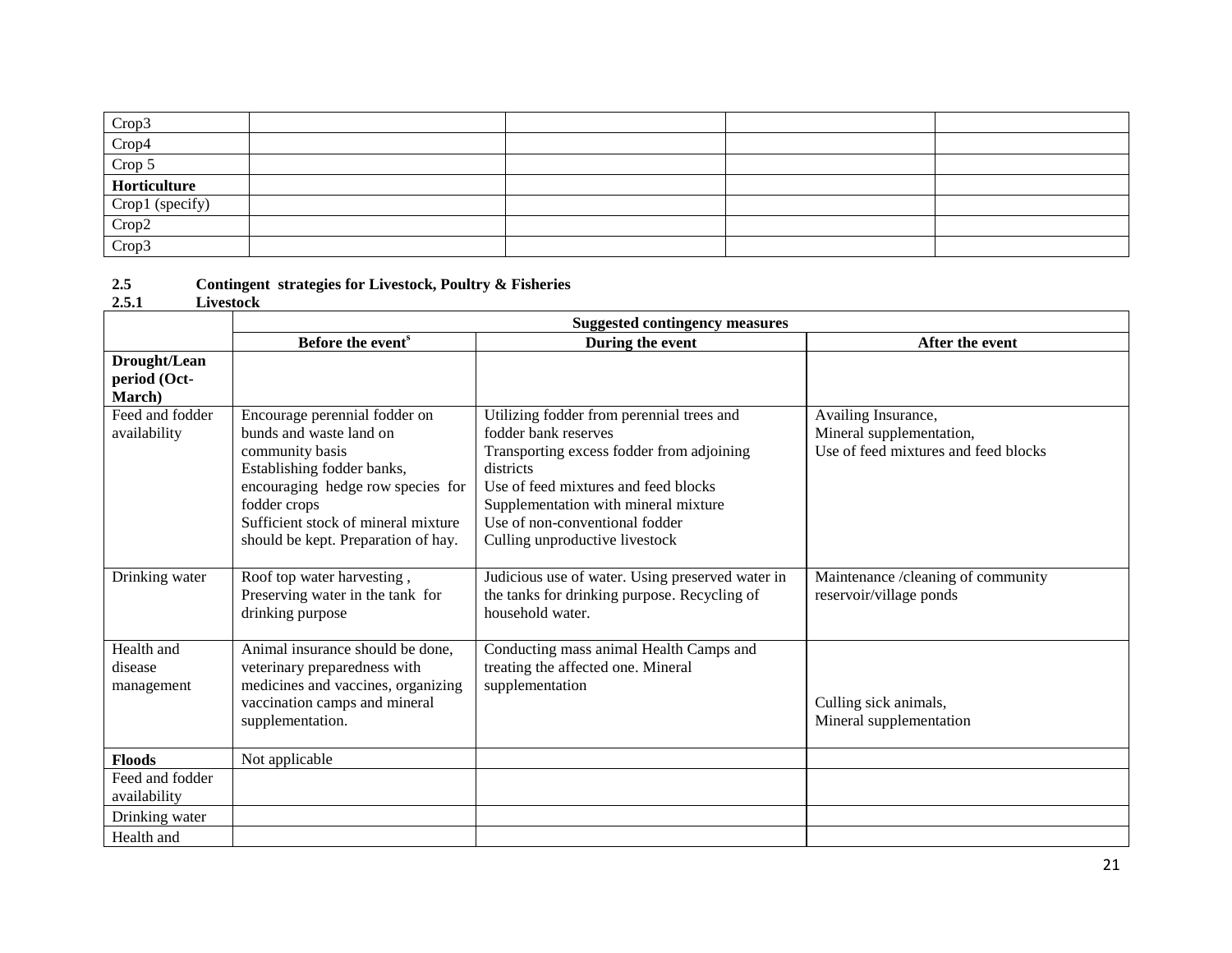| Crop3 | | | | |
|---|---|---|---|---|
| Crop4 | | | | |
| Crop 5 | | | | |
| **Horticulture** | | | | |
| Crop1 (specify) | | | | |
| Crop2 | | | | |
| Crop3 | | | | |

**2.5 Contingent strategies for Livestock, Poultry & Fisheries**

**2.5.1 Livestock**

| | **Suggested contingency measures** | | |
|---|---|---|---|
| | **Before the event**[s] | **During the event** | **After the event** |
| **Drought/Lean period (Oct-March)** | | | |
| Feed and fodder availability | Encourage perennial fodder on bunds and waste land on community basis<br>Establishing fodder banks, encouraging hedge row species for fodder crops<br>Sufficient stock of mineral mixture should be kept. Preparation of hay. | Utilizing fodder from perennial trees and fodder bank reserves<br>Transporting excess fodder from adjoining districts<br>Use of feed mixtures and feed blocks<br>Supplementation with mineral mixture<br>Use of non-conventional fodder<br>Culling unproductive livestock | Availing Insurance,<br>Mineral supplementation,<br>Use of feed mixtures and feed blocks |
| Drinking water | Roof top water harvesting ,<br>Preserving water in the tank for drinking purpose | Judicious use of water. Using preserved water in the tanks for drinking purpose. Recycling of household water. | Maintenance /cleaning of community reservoir/village ponds |
| Health and disease management | Animal insurance should be done, veterinary preparedness with medicines and vaccines, organizing vaccination camps and mineral supplementation. | Conducting mass animal Health Camps and treating the affected one. Mineral supplementation | Culling sick animals,<br>Mineral supplementation |
| **Floods** | Not applicable | | |
| Feed and fodder availability | | | |
| Drinking water | | | |
| Health and | | | |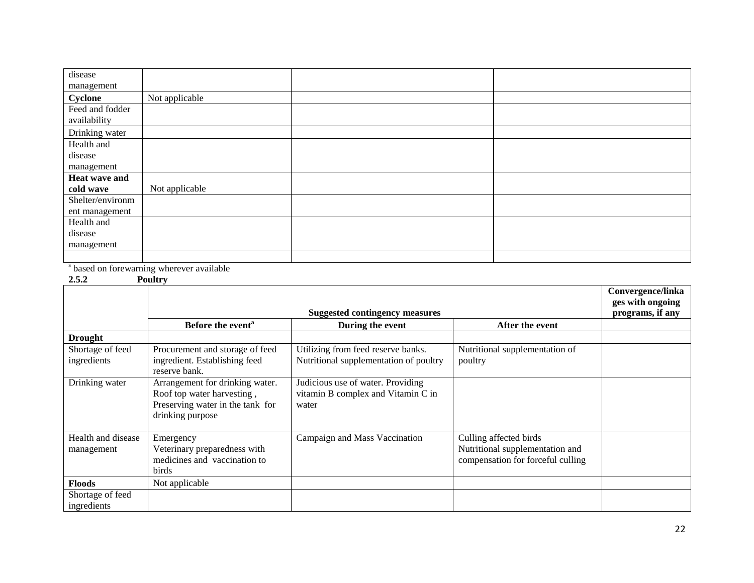| disease management | | | |
|---|---|---|---|
| **Cyclone** | Not applicable | | |
| Feed and fodder availability | | | |
| Drinking water | | | |
| Health and disease management | | | |
| **Heat wave and cold wave** | Not applicable | | |
| Shelter/environment management | | | |
| Health and disease management | | | |
| | | | |

[s] based on forewarning wherever available

**2.5.2 Poultry**

| | Suggested contingency measures | | | Convergence/linkages with ongoing programs, if any |
|---|---|---|---|---|
| | **Before the event[a]** | **During the event** | **After the event** | |
| **Drought** | | | | |
| Shortage of feed ingredients | Procurement and storage of feed ingredient. Establishing feed reserve bank. | Utilizing from feed reserve banks. Nutritional supplementation of poultry | Nutritional supplementation of poultry | |
| Drinking water | Arrangement for drinking water. Roof top water harvesting , Preserving water in the tank for drinking purpose | Judicious use of water. Providing vitamin B complex and Vitamin C in water | | |
| Health and disease management | Emergency Veterinary preparedness with medicines and vaccination to birds | Campaign and Mass Vaccination | Culling affected birds Nutritional supplementation and compensation for forceful culling | |
| **Floods** | Not applicable | | | |
| Shortage of feed ingredients | | | | |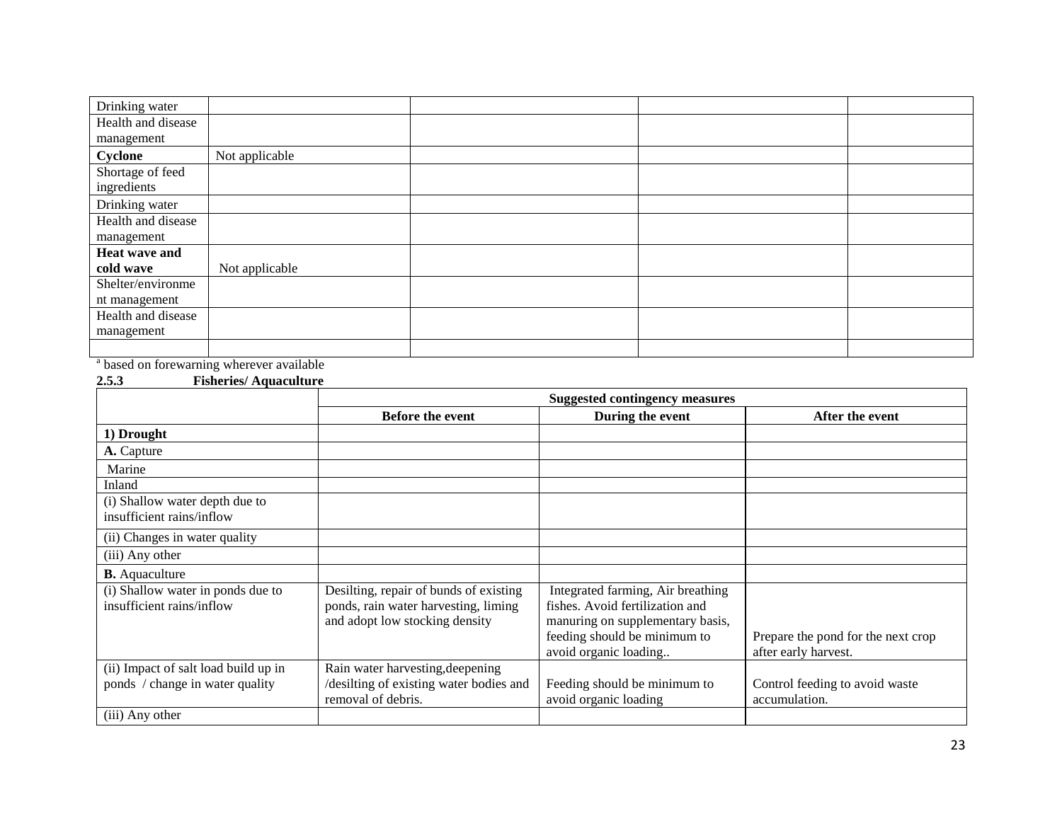| | | | | |
|---|---|---|---|---|
| Drinking water | | | | |
| Health and disease management | | | | |
| **Cyclone** | Not applicable | | | |
| Shortage of feed ingredients | | | | |
| Drinking water | | | | |
| Health and disease management | | | | |
| **Heat wave and cold wave** | Not applicable | | | |
| Shelter/environment management | | | | |
| Health and disease management | | | | |
| | | | | |

[a] based on forewarning wherever available

### 2.5.3 Fisheries/ Aquaculture

| | Suggested contingency measures | | |
|---|---|---|---|
| | **Before the event** | **During the event** | **After the event** |
| **1) Drought** | | | |
| **A.** Capture | | | |
| Marine | | | |
| Inland | | | |
| (i) Shallow water depth due to insufficient rains/inflow | | | |
| (ii) Changes in water quality | | | |
| (iii) Any other | | | |
| **B.** Aquaculture | | | |
| (i) Shallow water in ponds due to insufficient rains/inflow | Desilting, repair of bunds of existing ponds, rain water harvesting, liming and adopt low stocking density | Integrated farming, Air breathing fishes. Avoid fertilization and manuring on supplementary basis, feeding should be minimum to avoid organic loading.. | Prepare the pond for the next crop after early harvest. |
| (ii) Impact of salt load build up in ponds / change in water quality | Rain water harvesting,deepening /desilting of existing water bodies and removal of debris. | Feeding should be minimum to avoid organic loading | Control feeding to avoid waste accumulation. |
| (iii) Any other | | | |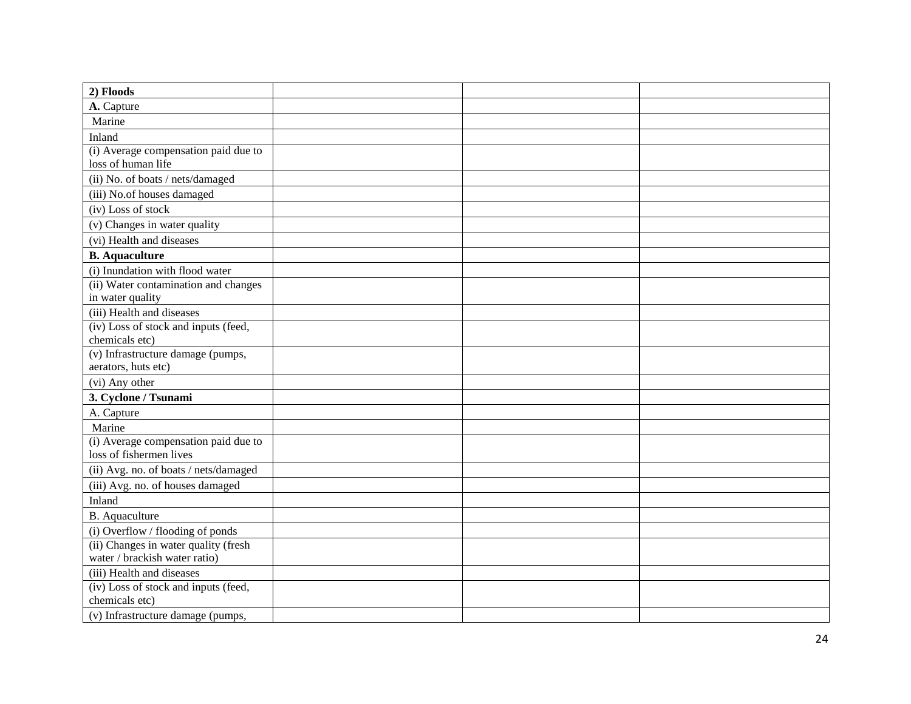| 2) Floods | | | |
|---|---|---|---|
| A. Capture | | | |
| Marine | | | |
| Inland | | | |
| (i) Average compensation paid due to loss of human life | | | |
| (ii) No. of boats / nets/damaged | | | |
| (iii) No.of houses damaged | | | |
| (iv) Loss of stock | | | |
| (v) Changes in water quality | | | |
| (vi) Health and diseases | | | |
| **B. Aquaculture** | | | |
| (i) Inundation with flood water | | | |
| (ii) Water contamination and changes in water quality | | | |
| (iii) Health and diseases | | | |
| (iv) Loss of stock and inputs (feed, chemicals etc) | | | |
| (v) Infrastructure damage (pumps, aerators, huts etc) | | | |
| (vi) Any other | | | |
| **3. Cyclone / Tsunami** | | | |
| A. Capture | | | |
| Marine | | | |
| (i) Average compensation paid due to loss of fishermen lives | | | |
| (ii) Avg. no. of boats / nets/damaged | | | |
| (iii) Avg. no. of houses damaged | | | |
| Inland | | | |
| B. Aquaculture | | | |
| (i) Overflow / flooding of ponds | | | |
| (ii) Changes in water quality (fresh water / brackish water ratio) | | | |
| (iii) Health and diseases | | | |
| (iv) Loss of stock and inputs (feed, chemicals etc) | | | |
| (v) Infrastructure damage (pumps, | | | |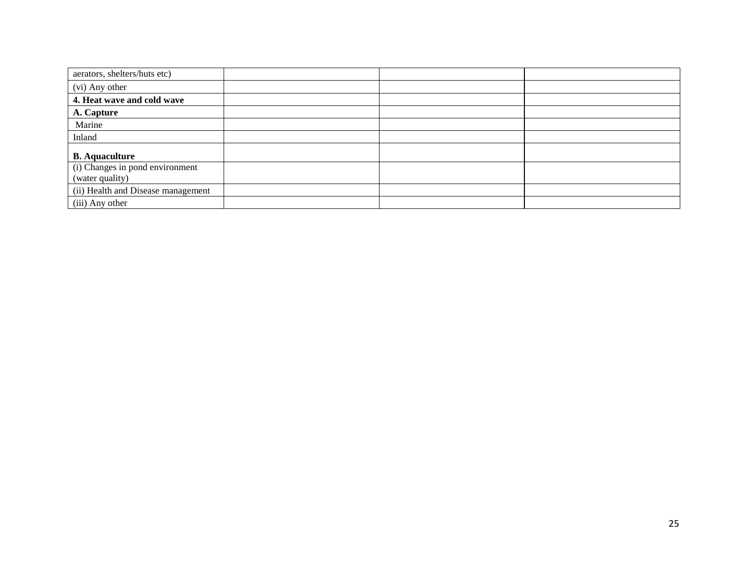| | | | |
|---|---|---|---|
| aerators, shelters/huts etc) | | | |
| (vi) Any other | | | |
| **4. Heat wave and cold wave** | | | |
| **A. Capture** | | | |
| Marine | | | |
| Inland | | | |
| **B. Aquaculture** | | | |
| (i) Changes in pond environment (water quality) | | | |
| (ii) Health and Disease management | | | |
| (iii) Any other | | | |